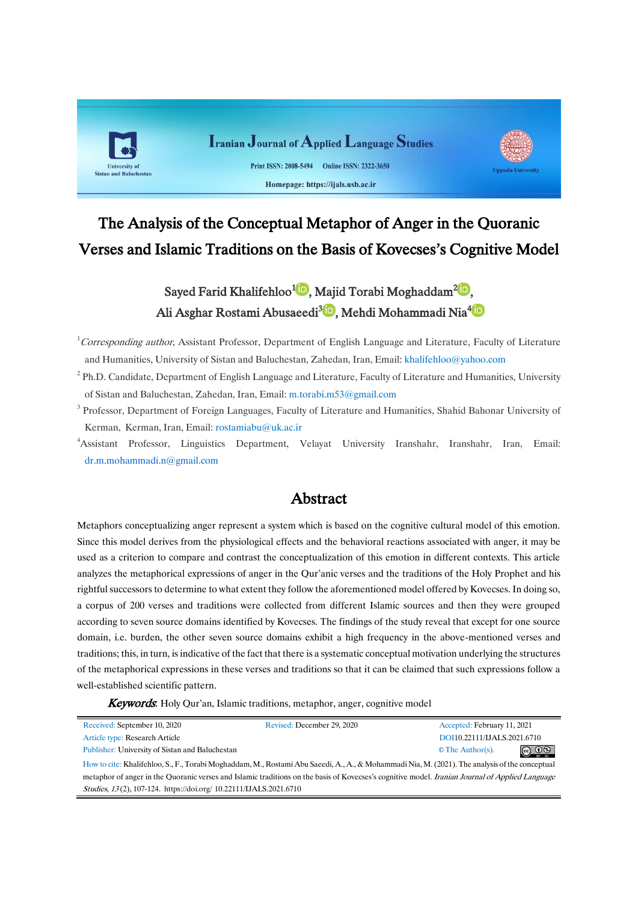Iranian Journal of Applied Language Studies

Print ISSN: 2008-5494 Online ISSN: 2322-3650

Homepage: https://ijals.usb.ac.ir

University of Sistan and Baluchestan

Uppsala University

# The Analysis of the Conceptual Metaphor of Anger in the Quoranic Verses and Islamic Traditions on the Basis of Kovecses's Cognitive Model

Sayed Farid Khalifehloo[1], Majid Torabi Moghaddam[2], Ali Asghar Rostami Abusaeedi[3], Mehdi Mohammadi Nia[4]

[1] *Corresponding author*, Assistant Professor, Department of English Language and Literature, Faculty of Literature and Humanities, University of Sistan and Baluchestan, Zahedan, Iran, Email: khalifehloo@yahoo.com

[2] Ph.D. Candidate, Department of English Language and Literature, Faculty of Literature and Humanities, University of Sistan and Baluchestan, Zahedan, Iran, Email: m.torabi.m53@gmail.com

[3] Professor, Department of Foreign Languages, Faculty of Literature and Humanities, Shahid Bahonar University of Kerman, Kerman, Iran, Email: rostamiabu@uk.ac.ir

[4] Assistant Professor, Linguistics Department, Velayat University Iranshahr, Iranshahr, Iran, Email: dr.m.mohammadi.n@gmail.com

## Abstract

Metaphors conceptualizing anger represent a system which is based on the cognitive cultural model of this emotion. Since this model derives from the physiological effects and the behavioral reactions associated with anger, it may be used as a criterion to compare and contrast the conceptualization of this emotion in different contexts. This article analyzes the metaphorical expressions of anger in the Qur'anic verses and the traditions of the Holy Prophet and his rightful successors to determine to what extent they follow the aforementioned model offered by Kovecses. In doing so, a corpus of 200 verses and traditions were collected from different Islamic sources and then they were grouped according to seven source domains identified by Kovecses. The findings of the study reveal that except for one source domain, i.e. burden, the other seven source domains exhibit a high frequency in the above-mentioned verses and traditions; this, in turn, is indicative of the fact that there is a systematic conceptual motivation underlying the structures of the metaphorical expressions in these verses and traditions so that it can be claimed that such expressions follow a well-established scientific pattern.

***Keywords***: Holy Qur'an, Islamic traditions, metaphor, anger, cognitive model

| | | |
|---|---|---|
| Received: September 10, 2020 | Revised: December 29, 2020 | Accepted: February 11, 2021 |
| Article type: Research Article | | DOI10.22111/IJALS.2021.6710 |
| Publisher: University of Sistan and Baluchestan | | © The Author(s). |

How to cite: Khalifehloo, S., F., Torabi Moghaddam, M., Rostami Abu Saeedi, A., A., & Mohammadi Nia, M. (2021). The analysis of the conceptual metaphor of anger in the Quoranic verses and Islamic traditions on the basis of Kovecses's cognitive model. *Iranian Journal of Applied Language Studies, 13*(2), 107-124. https://doi.org/ 10.22111/IJALS.2021.6710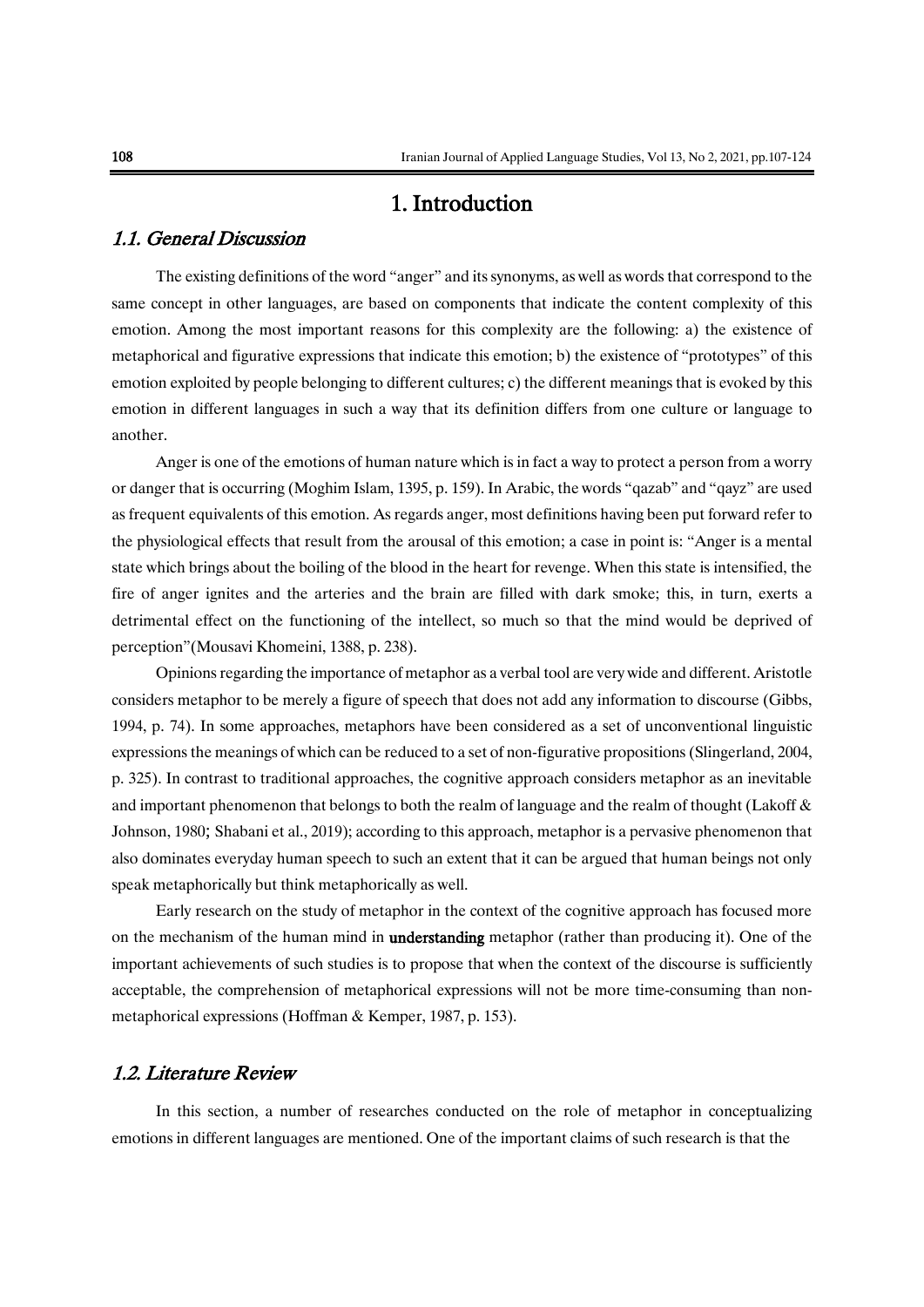# 1. Introduction

## *1.1. General Discussion*

The existing definitions of the word "anger" and its synonyms, as well as words that correspond to the same concept in other languages, are based on components that indicate the content complexity of this emotion. Among the most important reasons for this complexity are the following: a) the existence of metaphorical and figurative expressions that indicate this emotion; b) the existence of "prototypes" of this emotion exploited by people belonging to different cultures; c) the different meanings that is evoked by this emotion in different languages in such a way that its definition differs from one culture or language to another.

Anger is one of the emotions of human nature which is in fact a way to protect a person from a worry or danger that is occurring (Moghim Islam, 1395, p. 159). In Arabic, the words "qazab" and "qayz" are used as frequent equivalents of this emotion. As regards anger, most definitions having been put forward refer to the physiological effects that result from the arousal of this emotion; a case in point is: "Anger is a mental state which brings about the boiling of the blood in the heart for revenge. When this state is intensified, the fire of anger ignites and the arteries and the brain are filled with dark smoke; this, in turn, exerts a detrimental effect on the functioning of the intellect, so much so that the mind would be deprived of perception"(Mousavi Khomeini, 1388, p. 238).

Opinions regarding the importance of metaphor as a verbal tool are very wide and different. Aristotle considers metaphor to be merely a figure of speech that does not add any information to discourse (Gibbs, 1994, p. 74). In some approaches, metaphors have been considered as a set of unconventional linguistic expressions the meanings of which can be reduced to a set of non-figurative propositions (Slingerland, 2004, p. 325). In contrast to traditional approaches, the cognitive approach considers metaphor as an inevitable and important phenomenon that belongs to both the realm of language and the realm of thought (Lakoff & Johnson, 1980; Shabani et al., 2019); according to this approach, metaphor is a pervasive phenomenon that also dominates everyday human speech to such an extent that it can be argued that human beings not only speak metaphorically but think metaphorically as well.

Early research on the study of metaphor in the context of the cognitive approach has focused more on the mechanism of the human mind in **understanding** metaphor (rather than producing it). One of the important achievements of such studies is to propose that when the context of the discourse is sufficiently acceptable, the comprehension of metaphorical expressions will not be more time-consuming than non-metaphorical expressions (Hoffman & Kemper, 1987, p. 153).

## *1.2. Literature Review*

In this section, a number of researches conducted on the role of metaphor in conceptualizing emotions in different languages are mentioned. One of the important claims of such research is that the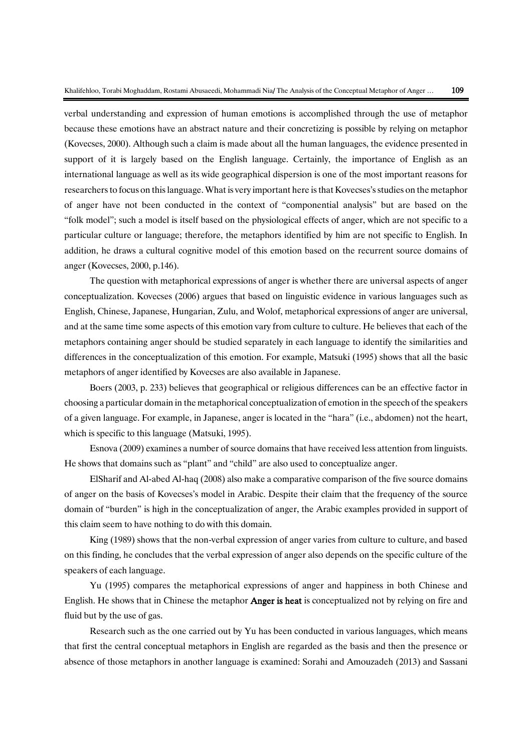verbal understanding and expression of human emotions is accomplished through the use of metaphor because these emotions have an abstract nature and their concretizing is possible by relying on metaphor (Kovecses, 2000). Although such a claim is made about all the human languages, the evidence presented in support of it is largely based on the English language. Certainly, the importance of English as an international language as well as its wide geographical dispersion is one of the most important reasons for researchers to focus on this language. What is very important here is that Kovecses's studies on the metaphor of anger have not been conducted in the context of "componential analysis" but are based on the "folk model"; such a model is itself based on the physiological effects of anger, which are not specific to a particular culture or language; therefore, the metaphors identified by him are not specific to English. In addition, he draws a cultural cognitive model of this emotion based on the recurrent source domains of anger (Kovecses, 2000, p.146).

The question with metaphorical expressions of anger is whether there are universal aspects of anger conceptualization. Kovecses (2006) argues that based on linguistic evidence in various languages such as English, Chinese, Japanese, Hungarian, Zulu, and Wolof, metaphorical expressions of anger are universal, and at the same time some aspects of this emotion vary from culture to culture. He believes that each of the metaphors containing anger should be studied separately in each language to identify the similarities and differences in the conceptualization of this emotion. For example, Matsuki (1995) shows that all the basic metaphors of anger identified by Kovecses are also available in Japanese.

Boers (2003, p. 233) believes that geographical or religious differences can be an effective factor in choosing a particular domain in the metaphorical conceptualization of emotion in the speech of the speakers of a given language. For example, in Japanese, anger is located in the "hara" (i.e., abdomen) not the heart, which is specific to this language (Matsuki, 1995).

Esnova (2009) examines a number of source domains that have received less attention from linguists. He shows that domains such as "plant" and "child" are also used to conceptualize anger.

ElSharif and Al-abed Al-haq (2008) also make a comparative comparison of the five source domains of anger on the basis of Kovecses's model in Arabic. Despite their claim that the frequency of the source domain of "burden" is high in the conceptualization of anger, the Arabic examples provided in support of this claim seem to have nothing to do with this domain.

King (1989) shows that the non-verbal expression of anger varies from culture to culture, and based on this finding, he concludes that the verbal expression of anger also depends on the specific culture of the speakers of each language.

Yu (1995) compares the metaphorical expressions of anger and happiness in both Chinese and English. He shows that in Chinese the metaphor **Anger is heat** is conceptualized not by relying on fire and fluid but by the use of gas.

Research such as the one carried out by Yu has been conducted in various languages, which means that first the central conceptual metaphors in English are regarded as the basis and then the presence or absence of those metaphors in another language is examined: Sorahi and Amouzadeh (2013) and Sassani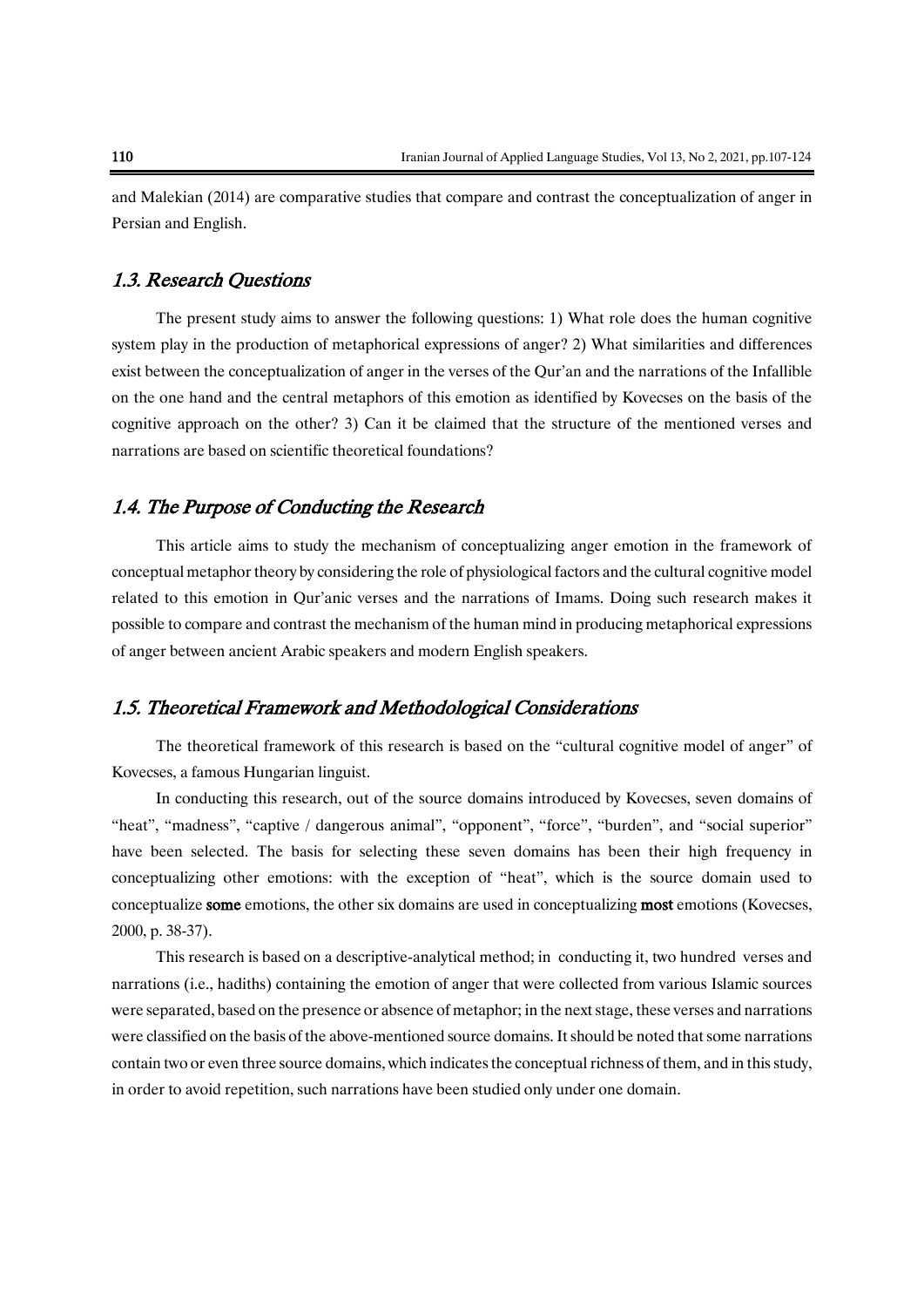and Malekian (2014) are comparative studies that compare and contrast the conceptualization of anger in Persian and English.

### *1.3. Research Questions*

The present study aims to answer the following questions: 1) What role does the human cognitive system play in the production of metaphorical expressions of anger? 2) What similarities and differences exist between the conceptualization of anger in the verses of the Qur'an and the narrations of the Infallible on the one hand and the central metaphors of this emotion as identified by Kovecses on the basis of the cognitive approach on the other? 3) Can it be claimed that the structure of the mentioned verses and narrations are based on scientific theoretical foundations?

### *1.4. The Purpose of Conducting the Research*

This article aims to study the mechanism of conceptualizing anger emotion in the framework of conceptual metaphor theory by considering the role of physiological factors and the cultural cognitive model related to this emotion in Qur'anic verses and the narrations of Imams. Doing such research makes it possible to compare and contrast the mechanism of the human mind in producing metaphorical expressions of anger between ancient Arabic speakers and modern English speakers.

### *1.5. Theoretical Framework and Methodological Considerations*

The theoretical framework of this research is based on the "cultural cognitive model of anger" of Kovecses, a famous Hungarian linguist.

In conducting this research, out of the source domains introduced by Kovecses, seven domains of "heat", "madness", "captive / dangerous animal", "opponent", "force", "burden", and "social superior" have been selected. The basis for selecting these seven domains has been their high frequency in conceptualizing other emotions: with the exception of "heat", which is the source domain used to conceptualize **some** emotions, the other six domains are used in conceptualizing **most** emotions (Kovecses, 2000, p. 38-37).

This research is based on a descriptive-analytical method; in conducting it, two hundred verses and narrations (i.e., hadiths) containing the emotion of anger that were collected from various Islamic sources were separated, based on the presence or absence of metaphor; in the next stage, these verses and narrations were classified on the basis of the above-mentioned source domains. It should be noted that some narrations contain two or even three source domains, which indicates the conceptual richness of them, and in this study, in order to avoid repetition, such narrations have been studied only under one domain.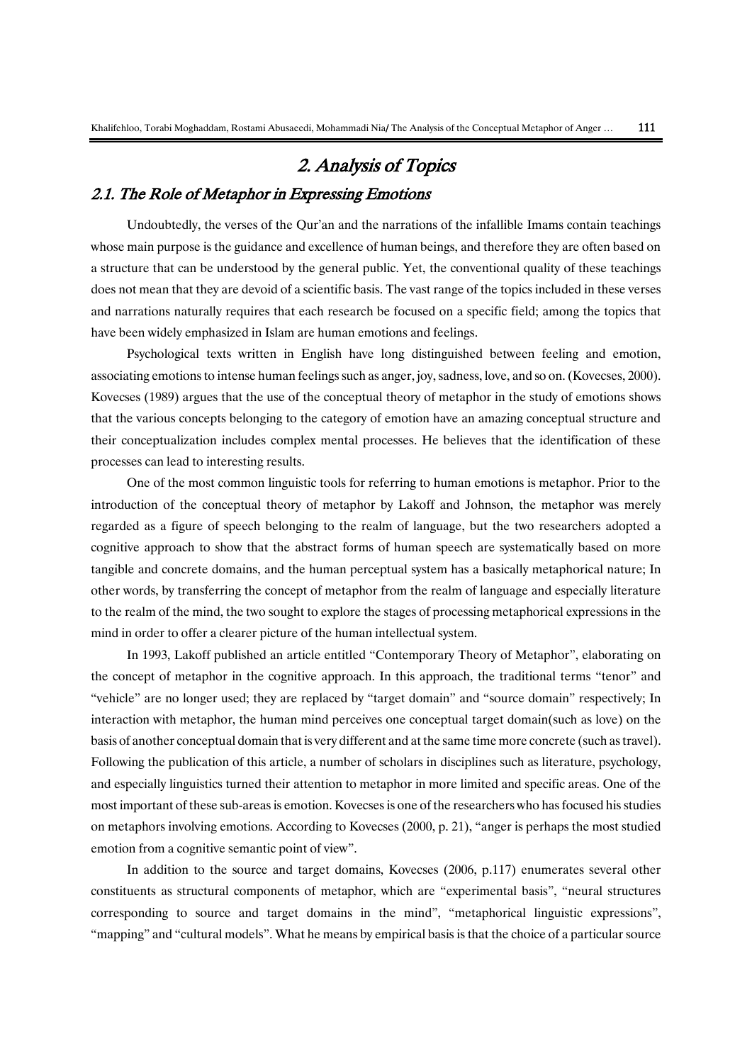## 2. Analysis of Topics

### 2.1. The Role of Metaphor in Expressing Emotions

Undoubtedly, the verses of the Qur'an and the narrations of the infallible Imams contain teachings whose main purpose is the guidance and excellence of human beings, and therefore they are often based on a structure that can be understood by the general public. Yet, the conventional quality of these teachings does not mean that they are devoid of a scientific basis. The vast range of the topics included in these verses and narrations naturally requires that each research be focused on a specific field; among the topics that have been widely emphasized in Islam are human emotions and feelings.

Psychological texts written in English have long distinguished between feeling and emotion, associating emotions to intense human feelings such as anger, joy, sadness, love, and so on. (Kovecses, 2000). Kovecses (1989) argues that the use of the conceptual theory of metaphor in the study of emotions shows that the various concepts belonging to the category of emotion have an amazing conceptual structure and their conceptualization includes complex mental processes. He believes that the identification of these processes can lead to interesting results.

One of the most common linguistic tools for referring to human emotions is metaphor. Prior to the introduction of the conceptual theory of metaphor by Lakoff and Johnson, the metaphor was merely regarded as a figure of speech belonging to the realm of language, but the two researchers adopted a cognitive approach to show that the abstract forms of human speech are systematically based on more tangible and concrete domains, and the human perceptual system has a basically metaphorical nature; In other words, by transferring the concept of metaphor from the realm of language and especially literature to the realm of the mind, the two sought to explore the stages of processing metaphorical expressions in the mind in order to offer a clearer picture of the human intellectual system.

In 1993, Lakoff published an article entitled "Contemporary Theory of Metaphor", elaborating on the concept of metaphor in the cognitive approach. In this approach, the traditional terms "tenor" and "vehicle" are no longer used; they are replaced by "target domain" and "source domain" respectively; In interaction with metaphor, the human mind perceives one conceptual target domain(such as love) on the basis of another conceptual domain that is very different and at the same time more concrete (such as travel). Following the publication of this article, a number of scholars in disciplines such as literature, psychology, and especially linguistics turned their attention to metaphor in more limited and specific areas. One of the most important of these sub-areas is emotion. Kovecses is one of the researchers who has focused his studies on metaphors involving emotions. According to Kovecses (2000, p. 21), "anger is perhaps the most studied emotion from a cognitive semantic point of view".

In addition to the source and target domains, Kovecses (2006, p.117) enumerates several other constituents as structural components of metaphor, which are "experimental basis", "neural structures corresponding to source and target domains in the mind", "metaphorical linguistic expressions", "mapping" and "cultural models". What he means by empirical basis is that the choice of a particular source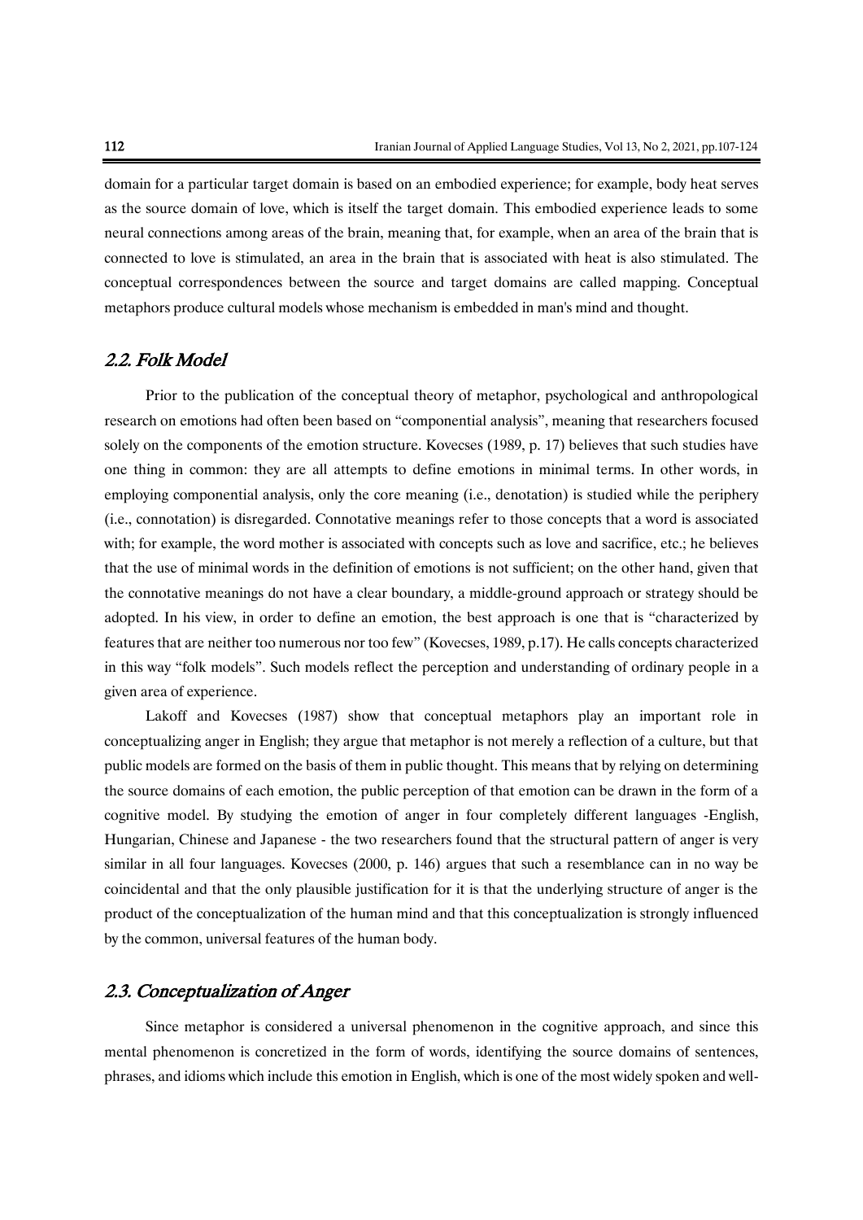domain for a particular target domain is based on an embodied experience; for example, body heat serves as the source domain of love, which is itself the target domain. This embodied experience leads to some neural connections among areas of the brain, meaning that, for example, when an area of the brain that is connected to love is stimulated, an area in the brain that is associated with heat is also stimulated. The conceptual correspondences between the source and target domains are called mapping. Conceptual metaphors produce cultural models whose mechanism is embedded in man's mind and thought.

## *2.2. Folk Model*

Prior to the publication of the conceptual theory of metaphor, psychological and anthropological research on emotions had often been based on "componential analysis", meaning that researchers focused solely on the components of the emotion structure. Kovecses (1989, p. 17) believes that such studies have one thing in common: they are all attempts to define emotions in minimal terms. In other words, in employing componential analysis, only the core meaning (i.e., denotation) is studied while the periphery (i.e., connotation) is disregarded. Connotative meanings refer to those concepts that a word is associated with; for example, the word mother is associated with concepts such as love and sacrifice, etc.; he believes that the use of minimal words in the definition of emotions is not sufficient; on the other hand, given that the connotative meanings do not have a clear boundary, a middle-ground approach or strategy should be adopted. In his view, in order to define an emotion, the best approach is one that is "characterized by features that are neither too numerous nor too few" (Kovecses, 1989, p.17). He calls concepts characterized in this way "folk models". Such models reflect the perception and understanding of ordinary people in a given area of experience.

Lakoff and Kovecses (1987) show that conceptual metaphors play an important role in conceptualizing anger in English; they argue that metaphor is not merely a reflection of a culture, but that public models are formed on the basis of them in public thought. This means that by relying on determining the source domains of each emotion, the public perception of that emotion can be drawn in the form of a cognitive model. By studying the emotion of anger in four completely different languages -English, Hungarian, Chinese and Japanese - the two researchers found that the structural pattern of anger is very similar in all four languages. Kovecses (2000, p. 146) argues that such a resemblance can in no way be coincidental and that the only plausible justification for it is that the underlying structure of anger is the product of the conceptualization of the human mind and that this conceptualization is strongly influenced by the common, universal features of the human body.

## *2.3. Conceptualization of Anger*

Since metaphor is considered a universal phenomenon in the cognitive approach, and since this mental phenomenon is concretized in the form of words, identifying the source domains of sentences, phrases, and idioms which include this emotion in English, which is one of the most widely spoken and well-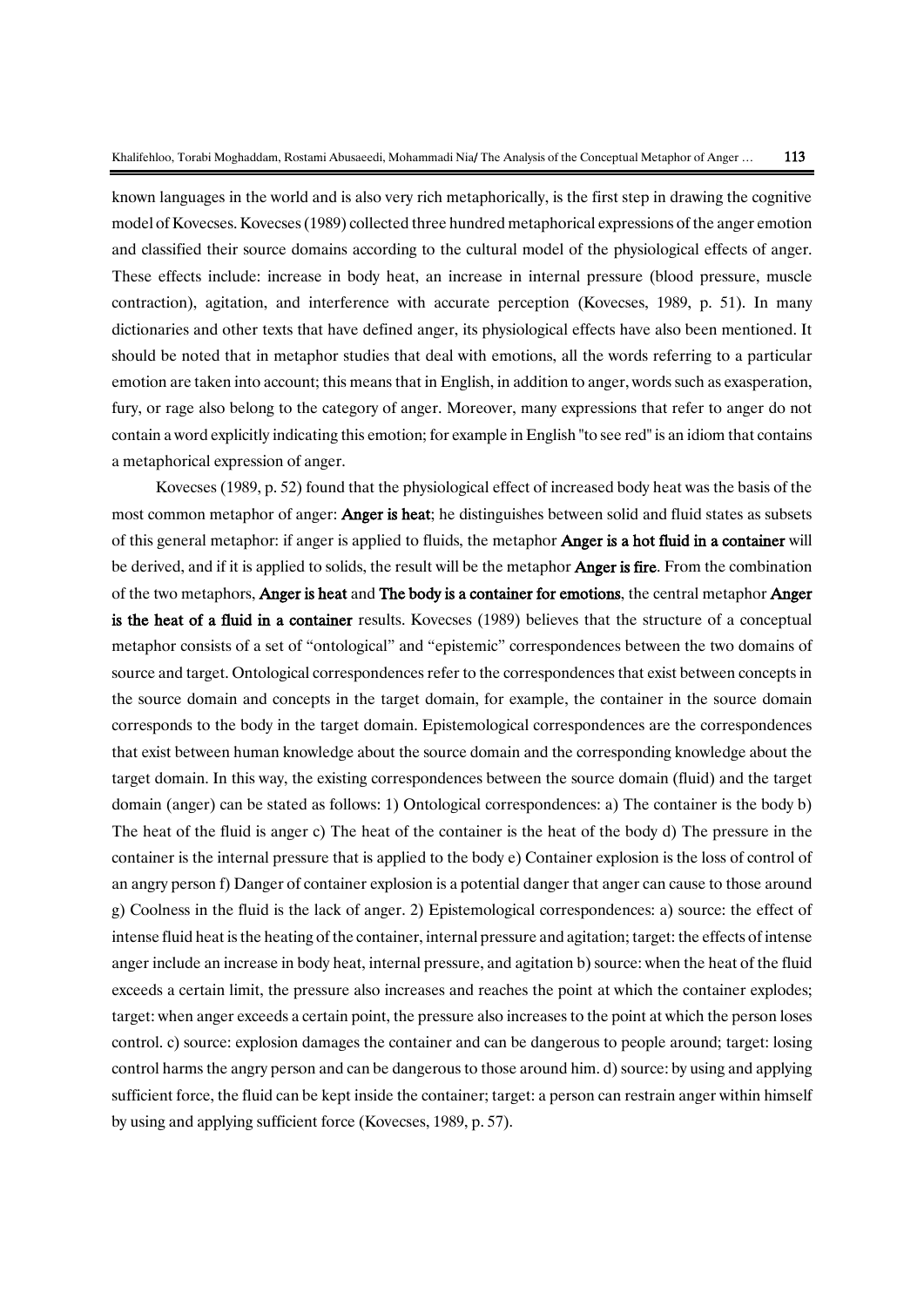known languages in the world and is also very rich metaphorically, is the first step in drawing the cognitive model of Kovecses. Kovecses (1989) collected three hundred metaphorical expressions of the anger emotion and classified their source domains according to the cultural model of the physiological effects of anger. These effects include: increase in body heat, an increase in internal pressure (blood pressure, muscle contraction), agitation, and interference with accurate perception (Kovecses, 1989, p. 51). In many dictionaries and other texts that have defined anger, its physiological effects have also been mentioned. It should be noted that in metaphor studies that deal with emotions, all the words referring to a particular emotion are taken into account; this means that in English, in addition to anger, words such as exasperation, fury, or rage also belong to the category of anger. Moreover, many expressions that refer to anger do not contain a word explicitly indicating this emotion; for example in English "to see red" is an idiom that contains a metaphorical expression of anger.

Kovecses (1989, p. 52) found that the physiological effect of increased body heat was the basis of the most common metaphor of anger: **Anger is heat**; he distinguishes between solid and fluid states as subsets of this general metaphor: if anger is applied to fluids, the metaphor **Anger is a hot fluid in a container** will be derived, and if it is applied to solids, the result will be the metaphor **Anger is fire**. From the combination of the two metaphors, **Anger is heat** and **The body is a container for emotions**, the central metaphor **Anger is the heat of a fluid in a container** results. Kovecses (1989) believes that the structure of a conceptual metaphor consists of a set of "ontological" and "epistemic" correspondences between the two domains of source and target. Ontological correspondences refer to the correspondences that exist between concepts in the source domain and concepts in the target domain, for example, the container in the source domain corresponds to the body in the target domain. Epistemological correspondences are the correspondences that exist between human knowledge about the source domain and the corresponding knowledge about the target domain. In this way, the existing correspondences between the source domain (fluid) and the target domain (anger) can be stated as follows: 1) Ontological correspondences: a) The container is the body b) The heat of the fluid is anger c) The heat of the container is the heat of the body d) The pressure in the container is the internal pressure that is applied to the body e) Container explosion is the loss of control of an angry person f) Danger of container explosion is a potential danger that anger can cause to those around g) Coolness in the fluid is the lack of anger. 2) Epistemological correspondences: a) source: the effect of intense fluid heat is the heating of the container, internal pressure and agitation; target: the effects of intense anger include an increase in body heat, internal pressure, and agitation b) source: when the heat of the fluid exceeds a certain limit, the pressure also increases and reaches the point at which the container explodes; target: when anger exceeds a certain point, the pressure also increases to the point at which the person loses control. c) source: explosion damages the container and can be dangerous to people around; target: losing control harms the angry person and can be dangerous to those around him. d) source: by using and applying sufficient force, the fluid can be kept inside the container; target: a person can restrain anger within himself by using and applying sufficient force (Kovecses, 1989, p. 57).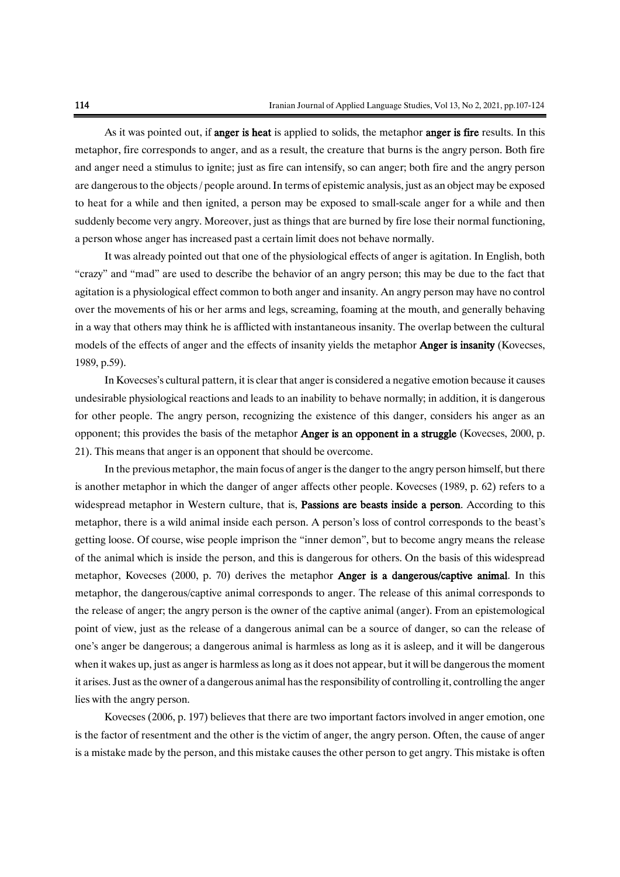As it was pointed out, if **anger is heat** is applied to solids, the metaphor **anger is fire** results. In this metaphor, fire corresponds to anger, and as a result, the creature that burns is the angry person. Both fire and anger need a stimulus to ignite; just as fire can intensify, so can anger; both fire and the angry person are dangerous to the objects / people around. In terms of epistemic analysis, just as an object may be exposed to heat for a while and then ignited, a person may be exposed to small-scale anger for a while and then suddenly become very angry. Moreover, just as things that are burned by fire lose their normal functioning, a person whose anger has increased past a certain limit does not behave normally.

It was already pointed out that one of the physiological effects of anger is agitation. In English, both "crazy" and "mad" are used to describe the behavior of an angry person; this may be due to the fact that agitation is a physiological effect common to both anger and insanity. An angry person may have no control over the movements of his or her arms and legs, screaming, foaming at the mouth, and generally behaving in a way that others may think he is afflicted with instantaneous insanity. The overlap between the cultural models of the effects of anger and the effects of insanity yields the metaphor **Anger is insanity** (Kovecses, 1989, p.59).

In Kovecses's cultural pattern, it is clear that anger is considered a negative emotion because it causes undesirable physiological reactions and leads to an inability to behave normally; in addition, it is dangerous for other people. The angry person, recognizing the existence of this danger, considers his anger as an opponent; this provides the basis of the metaphor **Anger is an opponent in a struggle** (Kovecses, 2000, p. 21). This means that anger is an opponent that should be overcome.

In the previous metaphor, the main focus of anger is the danger to the angry person himself, but there is another metaphor in which the danger of anger affects other people. Kovecses (1989, p. 62) refers to a widespread metaphor in Western culture, that is, **Passions are beasts inside a person**. According to this metaphor, there is a wild animal inside each person. A person's loss of control corresponds to the beast's getting loose. Of course, wise people imprison the "inner demon", but to become angry means the release of the animal which is inside the person, and this is dangerous for others. On the basis of this widespread metaphor, Kovecses (2000, p. 70) derives the metaphor **Anger is a dangerous/captive animal**. In this metaphor, the dangerous/captive animal corresponds to anger. The release of this animal corresponds to the release of anger; the angry person is the owner of the captive animal (anger). From an epistemological point of view, just as the release of a dangerous animal can be a source of danger, so can the release of one's anger be dangerous; a dangerous animal is harmless as long as it is asleep, and it will be dangerous when it wakes up, just as anger is harmless as long as it does not appear, but it will be dangerous the moment it arises. Just as the owner of a dangerous animal has the responsibility of controlling it, controlling the anger lies with the angry person.

Kovecses (2006, p. 197) believes that there are two important factors involved in anger emotion, one is the factor of resentment and the other is the victim of anger, the angry person. Often, the cause of anger is a mistake made by the person, and this mistake causes the other person to get angry. This mistake is often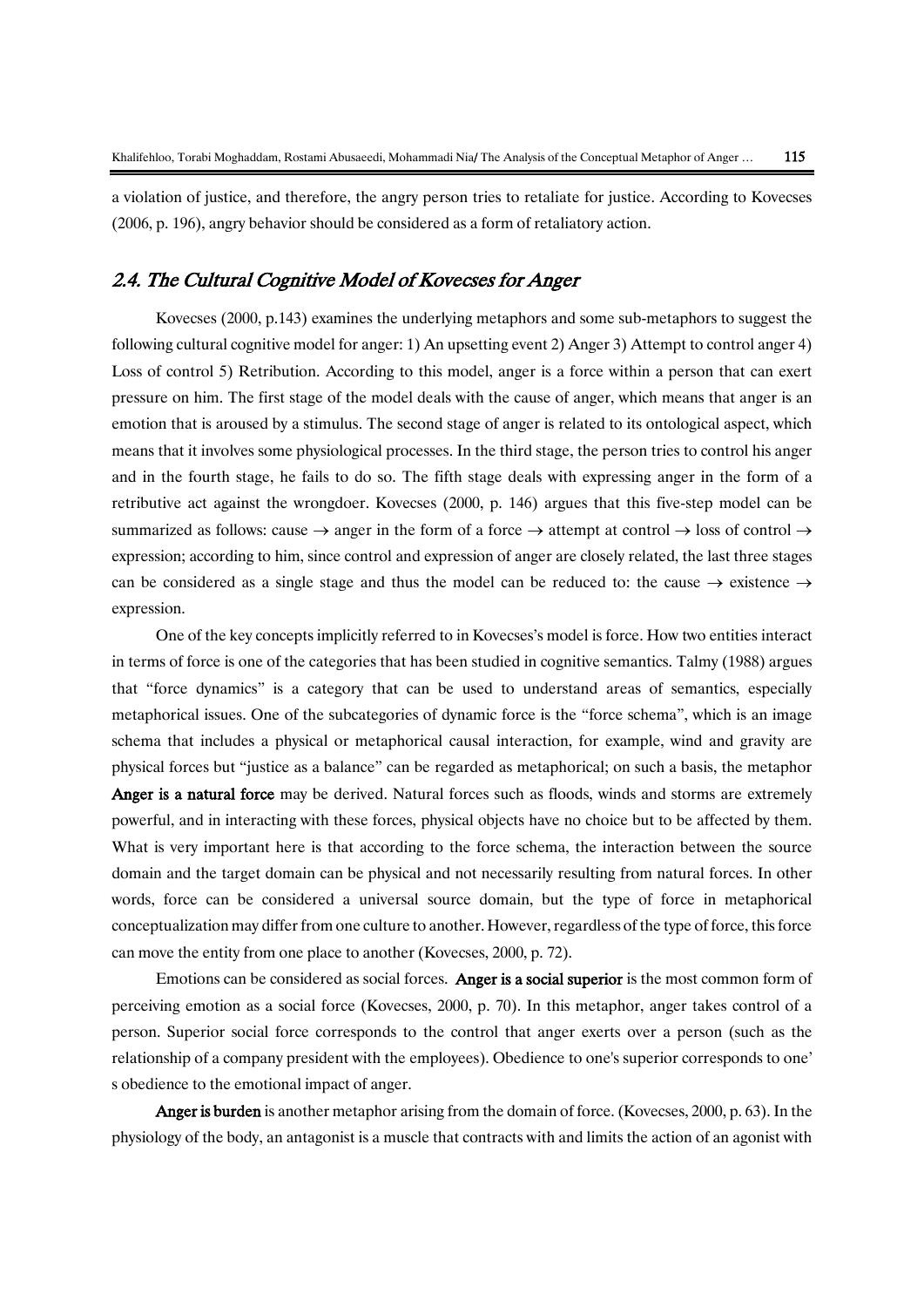a violation of justice, and therefore, the angry person tries to retaliate for justice. According to Kovecses (2006, p. 196), angry behavior should be considered as a form of retaliatory action.

## *2.4. The Cultural Cognitive Model of Kovecses for Anger*

Kovecses (2000, p.143) examines the underlying metaphors and some sub-metaphors to suggest the following cultural cognitive model for anger: 1) An upsetting event 2) Anger 3) Attempt to control anger 4) Loss of control 5) Retribution. According to this model, anger is a force within a person that can exert pressure on him. The first stage of the model deals with the cause of anger, which means that anger is an emotion that is aroused by a stimulus. The second stage of anger is related to its ontological aspect, which means that it involves some physiological processes. In the third stage, the person tries to control his anger and in the fourth stage, he fails to do so. The fifth stage deals with expressing anger in the form of a retributive act against the wrongdoer. Kovecses (2000, p. 146) argues that this five-step model can be summarized as follows: cause → anger in the form of a force → attempt at control → loss of control → expression; according to him, since control and expression of anger are closely related, the last three stages can be considered as a single stage and thus the model can be reduced to: the cause → existence → expression.

One of the key concepts implicitly referred to in Kovecses's model is force. How two entities interact in terms of force is one of the categories that has been studied in cognitive semantics. Talmy (1988) argues that "force dynamics" is a category that can be used to understand areas of semantics, especially metaphorical issues. One of the subcategories of dynamic force is the "force schema", which is an image schema that includes a physical or metaphorical causal interaction, for example, wind and gravity are physical forces but "justice as a balance" can be regarded as metaphorical; on such a basis, the metaphor **Anger is a natural force** may be derived. Natural forces such as floods, winds and storms are extremely powerful, and in interacting with these forces, physical objects have no choice but to be affected by them. What is very important here is that according to the force schema, the interaction between the source domain and the target domain can be physical and not necessarily resulting from natural forces. In other words, force can be considered a universal source domain, but the type of force in metaphorical conceptualization may differ from one culture to another. However, regardless of the type of force, this force can move the entity from one place to another (Kovecses, 2000, p. 72).

Emotions can be considered as social forces. **Anger is a social superior** is the most common form of perceiving emotion as a social force (Kovecses, 2000, p. 70). In this metaphor, anger takes control of a person. Superior social force corresponds to the control that anger exerts over a person (such as the relationship of a company president with the employees). Obedience to one's superior corresponds to one' s obedience to the emotional impact of anger.

**Anger is burden** is another metaphor arising from the domain of force. (Kovecses, 2000, p. 63). In the physiology of the body, an antagonist is a muscle that contracts with and limits the action of an agonist with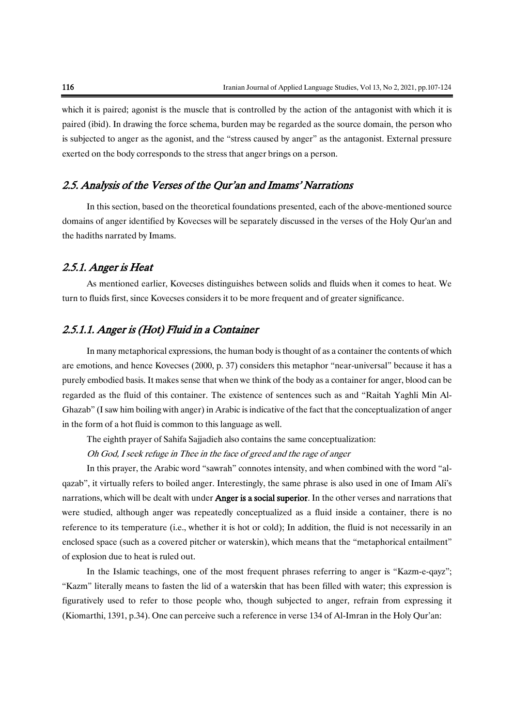which it is paired; agonist is the muscle that is controlled by the action of the antagonist with which it is paired (ibid). In drawing the force schema, burden may be regarded as the source domain, the person who is subjected to anger as the agonist, and the "stress caused by anger" as the antagonist. External pressure exerted on the body corresponds to the stress that anger brings on a person.

## 2.5. Analysis of the Verses of the Qur'an and Imams' Narrations

In this section, based on the theoretical foundations presented, each of the above-mentioned source domains of anger identified by Kovecses will be separately discussed in the verses of the Holy Qur'an and the hadiths narrated by Imams.

### 2.5.1. Anger is Heat

As mentioned earlier, Kovecses distinguishes between solids and fluids when it comes to heat. We turn to fluids first, since Kovecses considers it to be more frequent and of greater significance.

#### 2.5.1.1. Anger is (Hot) Fluid in a Container

In many metaphorical expressions, the human body is thought of as a container the contents of which are emotions, and hence Kovecses (2000, p. 37) considers this metaphor "near-universal" because it has a purely embodied basis. It makes sense that when we think of the body as a container for anger, blood can be regarded as the fluid of this container. The existence of sentences such as and "Raitah Yaghli Min Al-Ghazab" (I saw him boiling with anger) in Arabic is indicative of the fact that the conceptualization of anger in the form of a hot fluid is common to this language as well.

The eighth prayer of Sahifa Sajjadieh also contains the same conceptualization:

*Oh God, I seek refuge in Thee in the face of greed and the rage of anger*

In this prayer, the Arabic word "sawrah" connotes intensity, and when combined with the word "al-qazab", it virtually refers to boiled anger. Interestingly, the same phrase is also used in one of Imam Ali's narrations, which will be dealt with under **Anger is a social superior**. In the other verses and narrations that were studied, although anger was repeatedly conceptualized as a fluid inside a container, there is no reference to its temperature (i.e., whether it is hot or cold); In addition, the fluid is not necessarily in an enclosed space (such as a covered pitcher or waterskin), which means that the "metaphorical entailment" of explosion due to heat is ruled out.

In the Islamic teachings, one of the most frequent phrases referring to anger is "Kazm-e-qayz"; "Kazm" literally means to fasten the lid of a waterskin that has been filled with water; this expression is figuratively used to refer to those people who, though subjected to anger, refrain from expressing it (Kiomarthi, 1391, p.34). One can perceive such a reference in verse 134 of Al-Imran in the Holy Qur'an: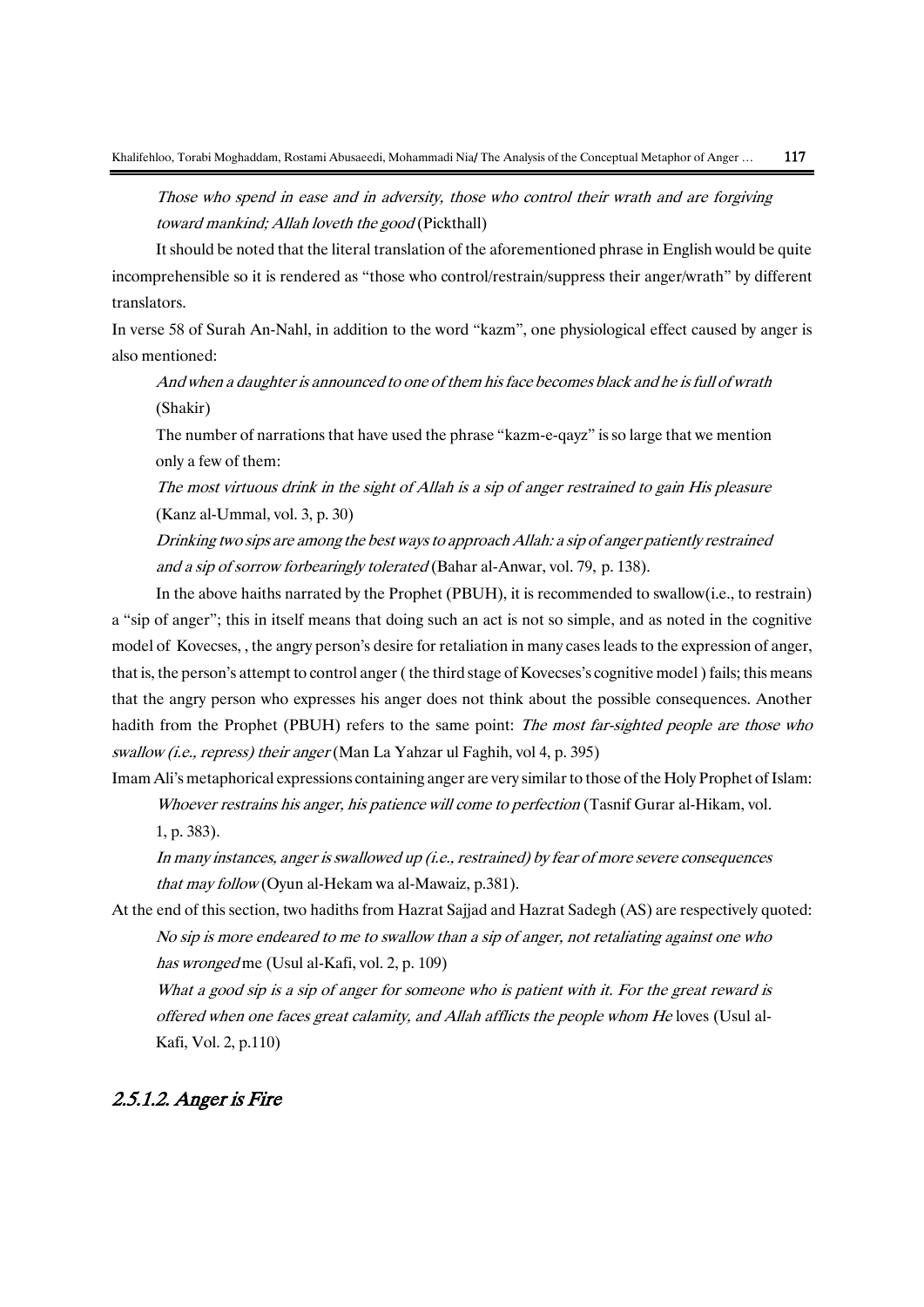*Those who spend in ease and in adversity, those who control their wrath and are forgiving toward mankind; Allah loveth the good* (Pickthall)

It should be noted that the literal translation of the aforementioned phrase in English would be quite incomprehensible so it is rendered as "those who control/restrain/suppress their anger/wrath" by different translators.

In verse 58 of Surah An-Nahl, in addition to the word "kazm", one physiological effect caused by anger is also mentioned:

*And when a daughter is announced to one of them his face becomes black and he is full of wrath* (Shakir)

The number of narrations that have used the phrase "kazm-e-qayz" is so large that we mention only a few of them:

*The most virtuous drink in the sight of Allah is a sip of anger restrained to gain His pleasure* (Kanz al-Ummal, vol. 3, p. 30)

*Drinking two sips are among the best ways to approach Allah: a sip of anger patiently restrained and a sip of sorrow forbearingly tolerated* (Bahar al-Anwar, vol. 79, p. 138).

In the above haiths narrated by the Prophet (PBUH), it is recommended to swallow(i.e., to restrain) a "sip of anger"; this in itself means that doing such an act is not so simple, and as noted in the cognitive model of Kovecses, , the angry person's desire for retaliation in many cases leads to the expression of anger, that is, the person's attempt to control anger ( the third stage of Kovecses's cognitive model ) fails; this means that the angry person who expresses his anger does not think about the possible consequences. Another hadith from the Prophet (PBUH) refers to the same point: *The most far-sighted people are those who swallow (i.e., repress) their anger* (Man La Yahzar ul Faghih, vol 4, p. 395)

Imam Ali's metaphorical expressions containing anger are very similar to those of the Holy Prophet of Islam:

*Whoever restrains his anger, his patience will come to perfection* (Tasnif Gurar al-Hikam, vol. 1, p. 383).

*In many instances, anger is swallowed up (i.e., restrained) by fear of more severe consequences that may follow* (Oyun al-Hekam wa al-Mawaiz, p.381).

At the end of this section, two hadiths from Hazrat Sajjad and Hazrat Sadegh (AS) are respectively quoted:

*No sip is more endeared to me to swallow than a sip of anger, not retaliating against one who has wronged* me (Usul al-Kafi, vol. 2, p. 109)

*What a good sip is a sip of anger for someone who is patient with it. For the great reward is offered when one faces great calamity, and Allah afflicts the people whom He* loves (Usul al-Kafi, Vol. 2, p.110)

### *2.5.1.2. Anger is Fire*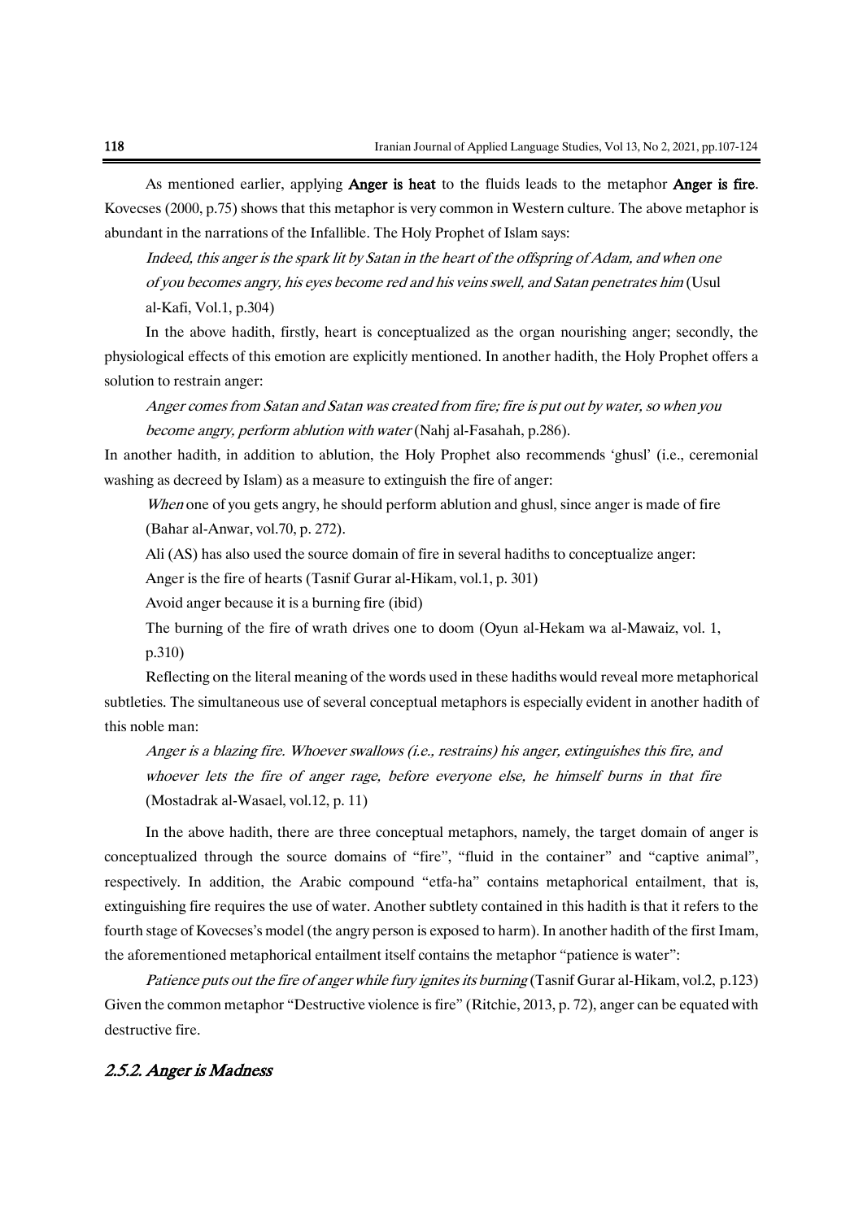As mentioned earlier, applying **Anger is heat** to the fluids leads to the metaphor **Anger is fire**. Kovecses (2000, p.75) shows that this metaphor is very common in Western culture. The above metaphor is abundant in the narrations of the Infallible. The Holy Prophet of Islam says:

> *Indeed, this anger is the spark lit by Satan in the heart of the offspring of Adam, and when one of you becomes angry, his eyes become red and his veins swell, and Satan penetrates him* (Usul al-Kafi, Vol.1, p.304)

In the above hadith, firstly, heart is conceptualized as the organ nourishing anger; secondly, the physiological effects of this emotion are explicitly mentioned. In another hadith, the Holy Prophet offers a solution to restrain anger:

> *Anger comes from Satan and Satan was created from fire; fire is put out by water, so when you become angry, perform ablution with water* (Nahj al-Fasahah, p.286).

In another hadith, in addition to ablution, the Holy Prophet also recommends 'ghusl' (i.e., ceremonial washing as decreed by Islam) as a measure to extinguish the fire of anger:

> *When* one of you gets angry, he should perform ablution and ghusl, since anger is made of fire (Bahar al-Anwar, vol.70, p. 272).
>
> Ali (AS) has also used the source domain of fire in several hadiths to conceptualize anger:
>
> Anger is the fire of hearts (Tasnif Gurar al-Hikam, vol.1, p. 301)
>
> Avoid anger because it is a burning fire (ibid)
>
> The burning of the fire of wrath drives one to doom (Oyun al-Hekam wa al-Mawaiz, vol. 1, p.310)

Reflecting on the literal meaning of the words used in these hadiths would reveal more metaphorical subtleties. The simultaneous use of several conceptual metaphors is especially evident in another hadith of this noble man:

> *Anger is a blazing fire. Whoever swallows (i.e., restrains) his anger, extinguishes this fire, and whoever lets the fire of anger rage, before everyone else, he himself burns in that fire* (Mostadrak al-Wasael, vol.12, p. 11)

In the above hadith, there are three conceptual metaphors, namely, the target domain of anger is conceptualized through the source domains of "fire", "fluid in the container" and "captive animal", respectively. In addition, the Arabic compound "etfa-ha" contains metaphorical entailment, that is, extinguishing fire requires the use of water. Another subtlety contained in this hadith is that it refers to the fourth stage of Kovecses's model (the angry person is exposed to harm). In another hadith of the first Imam, the aforementioned metaphorical entailment itself contains the metaphor "patience is water":

> *Patience puts out the fire of anger while fury ignites its burning* (Tasnif Gurar al-Hikam, vol.2, p.123)

Given the common metaphor "Destructive violence is fire" (Ritchie, 2013, p. 72), anger can be equated with destructive fire.

### *2.5.2. Anger is Madness*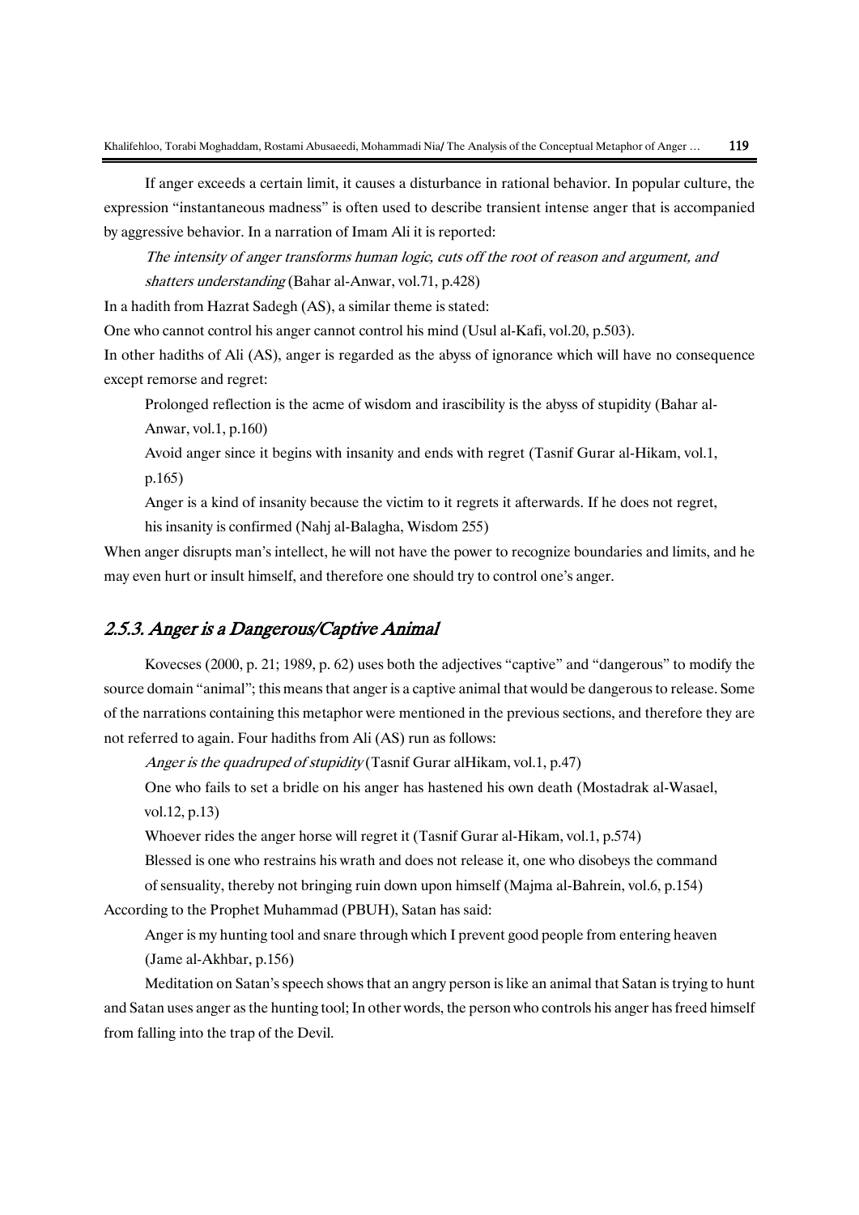If anger exceeds a certain limit, it causes a disturbance in rational behavior. In popular culture, the expression "instantaneous madness" is often used to describe transient intense anger that is accompanied by aggressive behavior. In a narration of Imam Ali it is reported:

> *The intensity of anger transforms human logic, cuts off the root of reason and argument, and shatters understanding* (Bahar al-Anwar, vol.71, p.428)

In a hadith from Hazrat Sadegh (AS), a similar theme is stated:

One who cannot control his anger cannot control his mind (Usul al-Kafi, vol.20, p.503).

In other hadiths of Ali (AS), anger is regarded as the abyss of ignorance which will have no consequence except remorse and regret:

> Prolonged reflection is the acme of wisdom and irascibility is the abyss of stupidity (Bahar al-Anwar, vol.1, p.160)
>
> Avoid anger since it begins with insanity and ends with regret (Tasnif Gurar al-Hikam, vol.1, p.165)
>
> Anger is a kind of insanity because the victim to it regrets it afterwards. If he does not regret, his insanity is confirmed (Nahj al-Balagha, Wisdom 255)

When anger disrupts man's intellect, he will not have the power to recognize boundaries and limits, and he may even hurt or insult himself, and therefore one should try to control one's anger.

### *2.5.3. Anger is a Dangerous/Captive Animal*

Kovecses (2000, p. 21; 1989, p. 62) uses both the adjectives "captive" and "dangerous" to modify the source domain "animal"; this means that anger is a captive animal that would be dangerous to release. Some of the narrations containing this metaphor were mentioned in the previous sections, and therefore they are not referred to again. Four hadiths from Ali (AS) run as follows:

> *Anger is the quadruped of stupidity* (Tasnif Gurar alHikam, vol.1, p.47)
>
> One who fails to set a bridle on his anger has hastened his own death (Mostadrak al-Wasael, vol.12, p.13)
>
> Whoever rides the anger horse will regret it (Tasnif Gurar al-Hikam, vol.1, p.574)
>
> Blessed is one who restrains his wrath and does not release it, one who disobeys the command of sensuality, thereby not bringing ruin down upon himself (Majma al-Bahrein, vol.6, p.154)

According to the Prophet Muhammad (PBUH), Satan has said:

> Anger is my hunting tool and snare through which I prevent good people from entering heaven (Jame al-Akhbar, p.156)

Meditation on Satan's speech shows that an angry person is like an animal that Satan is trying to hunt and Satan uses anger as the hunting tool; In other words, the person who controls his anger has freed himself from falling into the trap of the Devil.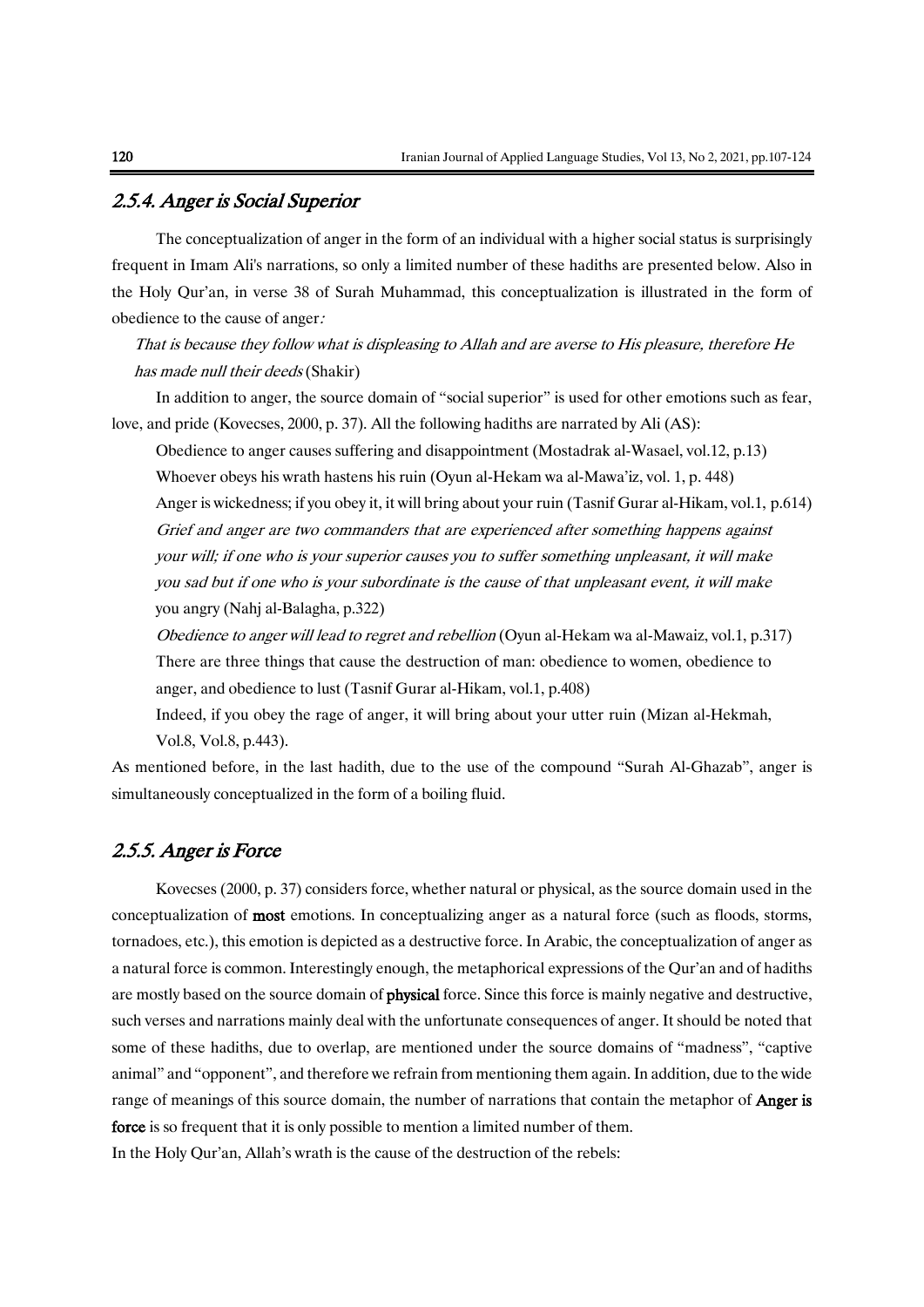### *2.5.4. Anger is Social Superior*

The conceptualization of anger in the form of an individual with a higher social status is surprisingly frequent in Imam Ali's narrations, so only a limited number of these hadiths are presented below. Also in the Holy Qur'an, in verse 38 of Surah Muhammad, this conceptualization is illustrated in the form of obedience to the cause of anger*:*

> *That is because they follow what is displeasing to Allah and are averse to His pleasure, therefore He has made null their deeds* (Shakir)

In addition to anger, the source domain of "social superior" is used for other emotions such as fear, love, and pride (Kovecses, 2000, p. 37). All the following hadiths are narrated by Ali (AS):

> Obedience to anger causes suffering and disappointment (Mostadrak al-Wasael, vol.12, p.13)
>
> Whoever obeys his wrath hastens his ruin (Oyun al-Hekam wa al-Mawa'iz, vol. 1, p. 448)
>
> Anger is wickedness; if you obey it, it will bring about your ruin (Tasnif Gurar al-Hikam, vol.1, p.614)
>
> *Grief and anger are two commanders that are experienced after something happens against your will; if one who is your superior causes you to suffer something unpleasant, it will make you sad but if one who is your subordinate is the cause of that unpleasant event, it will make* you angry (Nahj al-Balagha, p.322)
>
> *Obedience to anger will lead to regret and rebellion* (Oyun al-Hekam wa al-Mawaiz, vol.1, p.317)
>
> There are three things that cause the destruction of man: obedience to women, obedience to anger, and obedience to lust (Tasnif Gurar al-Hikam, vol.1, p.408)
>
> Indeed, if you obey the rage of anger, it will bring about your utter ruin (Mizan al-Hekmah, Vol.8, Vol.8, p.443).

As mentioned before, in the last hadith, due to the use of the compound "Surah Al-Ghazab", anger is simultaneously conceptualized in the form of a boiling fluid.

### *2.5.5. Anger is Force*

Kovecses (2000, p. 37) considers force, whether natural or physical, as the source domain used in the conceptualization of **most** emotions. In conceptualizing anger as a natural force (such as floods, storms, tornadoes, etc.), this emotion is depicted as a destructive force. In Arabic, the conceptualization of anger as a natural force is common. Interestingly enough, the metaphorical expressions of the Qur'an and of hadiths are mostly based on the source domain of **physical** force. Since this force is mainly negative and destructive, such verses and narrations mainly deal with the unfortunate consequences of anger. It should be noted that some of these hadiths, due to overlap, are mentioned under the source domains of "madness", "captive animal" and "opponent", and therefore we refrain from mentioning them again. In addition, due to the wide range of meanings of this source domain, the number of narrations that contain the metaphor of **Anger is force** is so frequent that it is only possible to mention a limited number of them.

In the Holy Qur'an, Allah's wrath is the cause of the destruction of the rebels: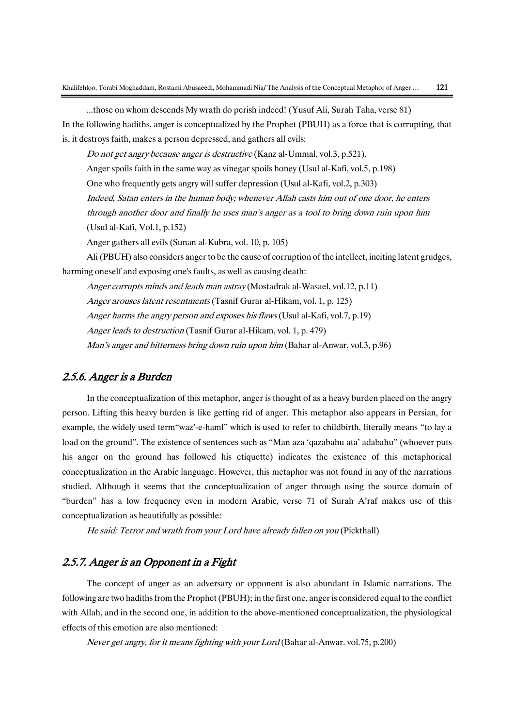...those on whom descends My wrath do perish indeed! (Yusuf Ali, Surah Taha, verse 81)

In the following hadiths, anger is conceptualized by the Prophet (PBUH) as a force that is corrupting, that is, it destroys faith, makes a person depressed, and gathers all evils:

*Do not get angry because anger is destructive* (Kanz al-Ummal, vol.3, p.521).

Anger spoils faith in the same way as vinegar spoils honey (Usul al-Kafi, vol.5, p.198)

One who frequently gets angry will suffer depression (Usul al-Kafi, vol.2, p.303)

*Indeed, Satan enters in the human body; whenever Allah casts him out of one door, he enters through another door and finally he uses man's anger as a tool to bring down ruin upon him* (Usul al-Kafi, Vol.1, p.152)

Anger gathers all evils (Sunan al-Kubra, vol. 10, p. 105)

Ali (PBUH) also considers anger to be the cause of corruption of the intellect, inciting latent grudges, harming oneself and exposing one's faults, as well as causing death:

*Anger corrupts minds and leads man astray* (Mostadrak al-Wasael, vol.12, p.11)

*Anger arouses latent resentments* (Tasnif Gurar al-Hikam, vol. 1, p. 125)

*Anger harms the angry person and exposes his flaws* (Usul al-Kafi, vol.7, p.19)

*Anger leads to destruction* (Tasnif Gurar al-Hikam, vol. 1, p. 479)

*Man's anger and bitterness bring down ruin upon him* (Bahar al-Anwar, vol.3, p.96)

### 2.5.6. Anger is a Burden

In the conceptualization of this metaphor, anger is thought of as a heavy burden placed on the angry person. Lifting this heavy burden is like getting rid of anger. This metaphor also appears in Persian, for example, the widely used term"waz'-e-haml" which is used to refer to childbirth, literally means "to lay a load on the ground". The existence of sentences such as "Man aza 'qazabahu ata' adabahu" (whoever puts his anger on the ground has followed his etiquette) indicates the existence of this metaphorical conceptualization in the Arabic language. However, this metaphor was not found in any of the narrations studied. Although it seems that the conceptualization of anger through using the source domain of "burden" has a low frequency even in modern Arabic, verse 71 of Surah A'raf makes use of this conceptualization as beautifully as possible:

*He said: Terror and wrath from your Lord have already fallen on you* (Pickthall)

### 2.5.7. Anger is an Opponent in a Fight

The concept of anger as an adversary or opponent is also abundant in Islamic narrations. The following are two hadiths from the Prophet (PBUH); in the first one, anger is considered equal to the conflict with Allah, and in the second one, in addition to the above-mentioned conceptualization, the physiological effects of this emotion are also mentioned:

*Never get angry, for it means fighting with your Lord* (Bahar al-Anwar. vol.75, p.200)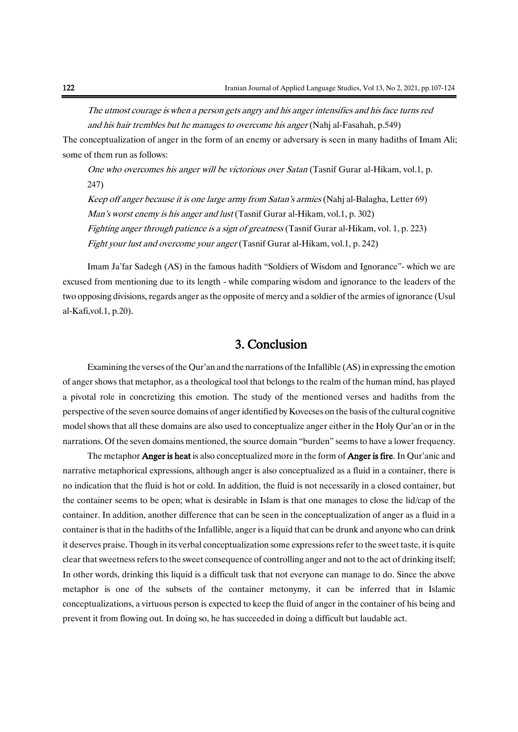*The utmost courage is when a person gets angry and his anger intensifies and his face turns red and his hair trembles but he manages to overcome his anger* (Nahj al-Fasahah, p.549)

The conceptualization of anger in the form of an enemy or adversary is seen in many hadiths of Imam Ali; some of them run as follows:

*One who overcomes his anger will be victorious over Satan* (Tasnif Gurar al-Hikam, vol.1, p. 247)

*Keep off anger because it is one large army from Satan's armies* (Nahj al-Balagha, Letter 69)

*Man's worst enemy is his anger and lust* (Tasnif Gurar al-Hikam, vol.1, p. 302)

*Fighting anger through patience is a sign of greatness* (Tasnif Gurar al-Hikam, vol. 1, p. 223)

*Fight your lust and overcome your anger* (Tasnif Gurar al-Hikam, vol.1, p. 242)

Imam Ja'far Sadegh (AS) in the famous hadith "Soldiers of Wisdom and Ignorance"- which we are excused from mentioning due to its length - while comparing wisdom and ignorance to the leaders of the two opposing divisions, regards anger as the opposite of mercy and a soldier of the armies of ignorance (Usul al-Kafi,vol.1, p.20).

## 3. Conclusion

Examining the verses of the Qur'an and the narrations of the Infallible (AS) in expressing the emotion of anger shows that metaphor, as a theological tool that belongs to the realm of the human mind, has played a pivotal role in concretizing this emotion. The study of the mentioned verses and hadiths from the perspective of the seven source domains of anger identified by Kovecses on the basis of the cultural cognitive model shows that all these domains are also used to conceptualize anger either in the Holy Qur'an or in the narrations. Of the seven domains mentioned, the source domain "burden" seems to have a lower frequency.

The metaphor **Anger is heat** is also conceptualized more in the form of **Anger is fire**. In Qur'anic and narrative metaphorical expressions, although anger is also conceptualized as a fluid in a container, there is no indication that the fluid is hot or cold. In addition, the fluid is not necessarily in a closed container, but the container seems to be open; what is desirable in Islam is that one manages to close the lid/cap of the container. In addition, another difference that can be seen in the conceptualization of anger as a fluid in a container is that in the hadiths of the Infallible, anger is a liquid that can be drunk and anyone who can drink it deserves praise. Though in its verbal conceptualization some expressions refer to the sweet taste, it is quite clear that sweetness refers to the sweet consequence of controlling anger and not to the act of drinking itself; In other words, drinking this liquid is a difficult task that not everyone can manage to do. Since the above metaphor is one of the subsets of the container metonymy, it can be inferred that in Islamic conceptualizations, a virtuous person is expected to keep the fluid of anger in the container of his being and prevent it from flowing out. In doing so, he has succeeded in doing a difficult but laudable act.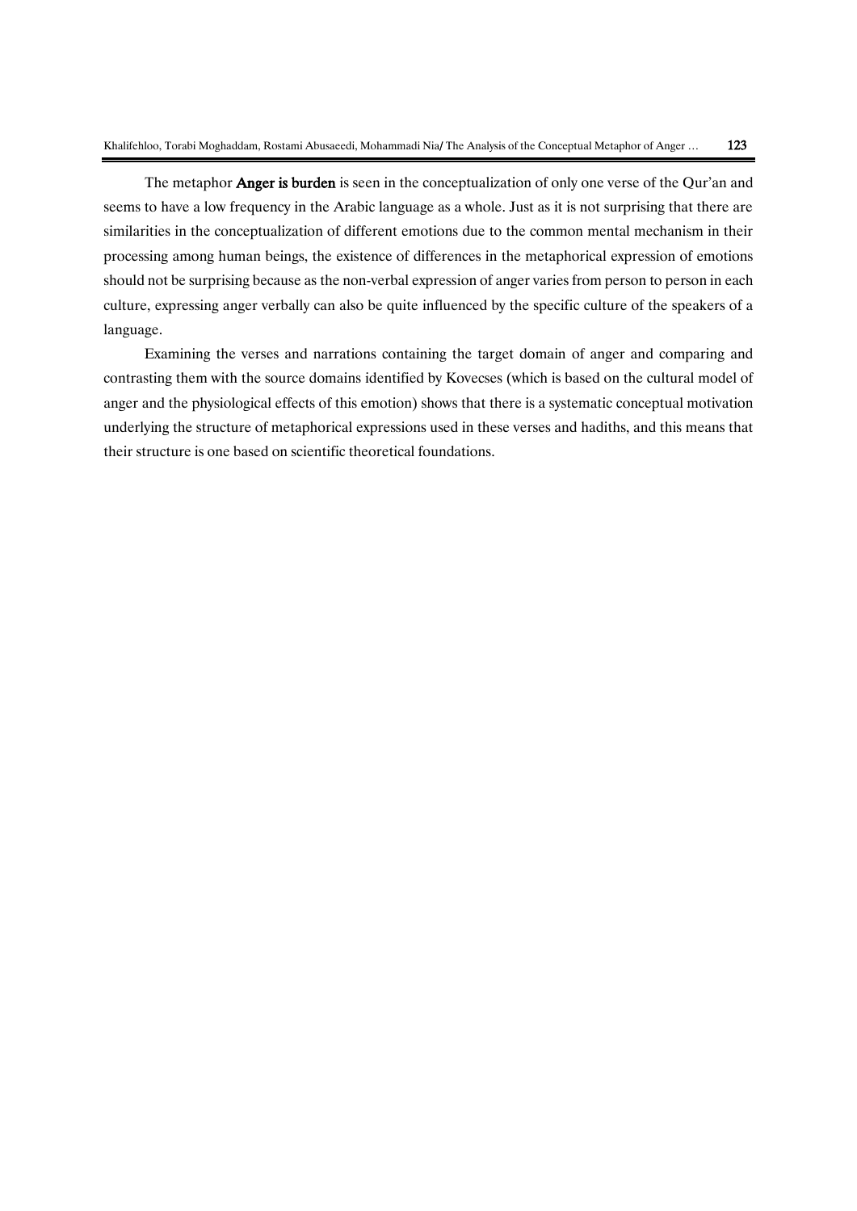The metaphor **Anger is burden** is seen in the conceptualization of only one verse of the Qur'an and seems to have a low frequency in the Arabic language as a whole. Just as it is not surprising that there are similarities in the conceptualization of different emotions due to the common mental mechanism in their processing among human beings, the existence of differences in the metaphorical expression of emotions should not be surprising because as the non-verbal expression of anger varies from person to person in each culture, expressing anger verbally can also be quite influenced by the specific culture of the speakers of a language.

Examining the verses and narrations containing the target domain of anger and comparing and contrasting them with the source domains identified by Kovecses (which is based on the cultural model of anger and the physiological effects of this emotion) shows that there is a systematic conceptual motivation underlying the structure of metaphorical expressions used in these verses and hadiths, and this means that their structure is one based on scientific theoretical foundations.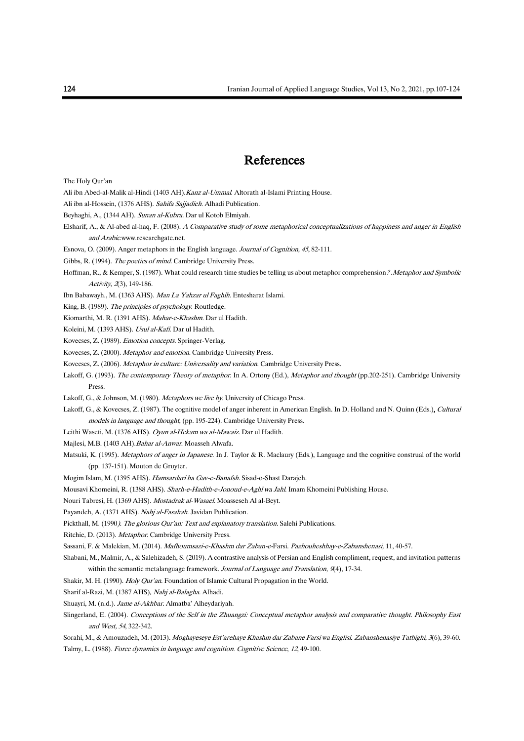# References

The Holy Qur'an

Ali ibn Abed-al-Malik al-Hindi (1403 AH).*Kanz al-Ummal*. Altorath al-Islami Printing House.

Ali ibn al-Hossein, (1376 AHS). *Sahifa Sajjadieh*. Alhadi Publication.

Beyhaghi, A., (1344 AH). *Sunan al-Kubra*. Dar ul Kotob Elmiyah.

Elsharif, A., & Al-abed al-haq, F. (2008). *A Comparative study of some metaphorical conceptualizations of happiness and anger in English and Arabic*.www.researchgate.net.

Esnova, O. (2009). Anger metaphors in the English language. *Journal of Cognition, 45*, 82-111.

Gibbs, R. (1994). *The poetics of mind*. Cambridge University Press.

Hoffman, R., & Kemper, S. (1987). What could research time studies be telling us about metaphor comprehension*?*.*Metaphor and Symbolic Activity, 2*(3), 149-186.

Ibn Babawayh., M. (1363 AHS). *Man La Yahzar ul Faghih*. Entesharat Islami.

King, B. (1989). *The principles of psychology*. Routledge.

Kiomarthi, M. R. (1391 AHS). *Mahar-e-Khashm*. Dar ul Hadith.

Koleini, M. (1393 AHS). *Usul al-Kafi*. Dar ul Hadith.

Kovecses, Z. (1989). *Emotion concepts*. Springer-Verlag.

Kovecses, Z. (2000). *Metaphor and emotion*. Cambridge University Press.

Kovecses, Z. (2006). *Metaphor in culture: Universality and variation*. Cambridge University Press.

Lakoff, G. (1993). *The contemporary Theory of metaphor*. In A. Ortony (Ed.), *Metaphor and thought* (pp.202-251). Cambridge University Press.

Lakoff, G., & Johnson, M. (1980). *Metaphors we live by*. University of Chicago Press.

Lakoff, G., & Kovecses, Z. (1987). The cognitive model of anger inherent in American English. In D. Holland and N. Quinn (Eds.)**,** *Cultural models in language and thought*, (pp. 195-224). Cambridge University Press.

Leithi Waseti, M. (1376 AHS). *Oyun al-Hekam wa al-Mawaiz*. Dar ul Hadith.

Majlesi, M.B. (1403 AH).*Bahar al-Anwar*. Moasseh Alwafa.

Matsuki, K. (1995). *Metaphors of anger in Japanese*. In J. Taylor & R. Maclaury (Eds.), Language and the cognitive construal of the world (pp. 137-151). Mouton de Gruyter.

Mogim Islam, M. (1395 AHS). *Hamsardari ba Gav-e-Banafsh*. Sisad-o-Shast Darajeh.

Mousavi Khomeini, R. (1388 AHS). *Sharh-e-Hadith-e-Jonoud-e-Aghl wa Jahl*. Imam Khomeini Publishing House.

Nouri Tabresi, H. (1369 AHS). *Mostadrak al-Wasael*. Moasseseh Al al-Beyt.

Payandeh, A. (1371 AHS). *Nahj al-Fasahah*. Javidan Publication.

Pickthall, M. (1990*). The glorious Qur'an: Text and explanatory translation*. Salehi Publications.

Ritchie, D. (2013). *Metaphor*. Cambridge University Press.

Sassani, F. & Malekian, M. (2014). *Mafhoumsazi-e-Khashm dar Zaban-e-*Farsi. *Pazhouheshhay-e-Zabanshenasi,* 11, 40-57.

Shabani, M., Malmir, A., & Salehizadeh, S. (2019). A contrastive analysis of Persian and English compliment, request, and invitation patterns within the semantic metalanguage framework. *Journal of Language and Translation*, *9*(4), 17-34.

Shakir, M. H. (1990). *Holy Qur'an*. Foundation of Islamic Cultural Propagation in the World.

Sharif al-Razi, M. (1387 AHS), *Nahj al-Balagha*. Alhadi.

Shuayri, M. (n.d.). *Jame al-Akhbar*. Almatba' Alheydariyah.

Slingerland, E. (2004). *Conceptions of the Self in the Zhuangzi: Conceptual metaphor analysis and comparative thought. Philosophy East and West, 54*, 322-342.

Sorahi, M., & Amouzadeh, M. (2013). *Moghayeseye Est'arehaye Khashm dar Zabane Farsi wa Englisi*, *Zabanshenasiye Tatbighi*, *3*(6), 39-60.

Talmy, L. (1988). *Force dynamics in language and cognition*. *Cognitive Science*, *12*, 49-100.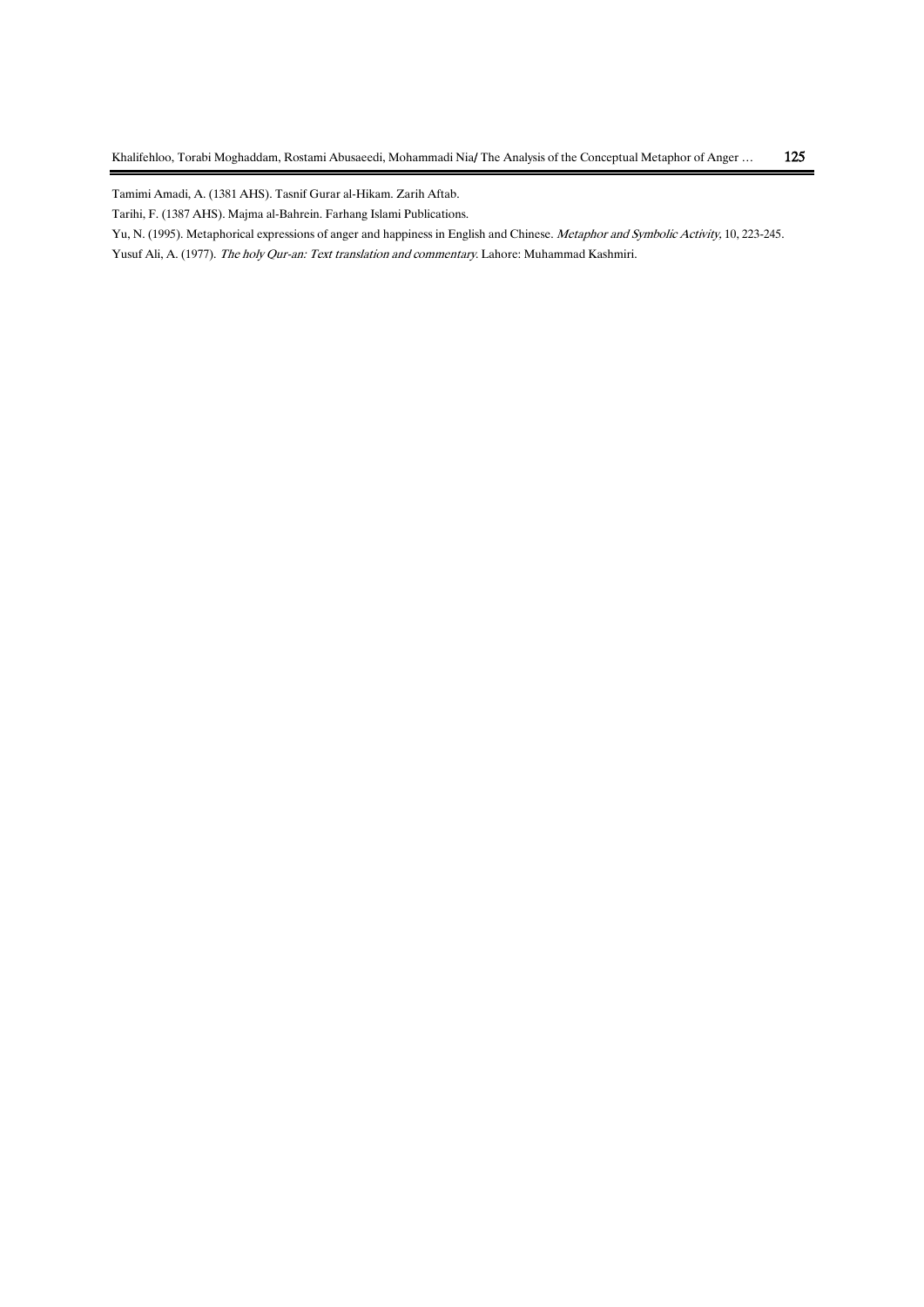Tamimi Amadi, A. (1381 AHS). Tasnif Gurar al-Hikam. Zarih Aftab.

Tarihi, F. (1387 AHS). Majma al-Bahrein. Farhang Islami Publications.

Yu, N. (1995). Metaphorical expressions of anger and happiness in English and Chinese. *Metaphor and Symbolic Activity*, 10, 223-245.

Yusuf Ali, A. (1977). *The holy Qur-an: Text translation and commentary*. Lahore: Muhammad Kashmiri.